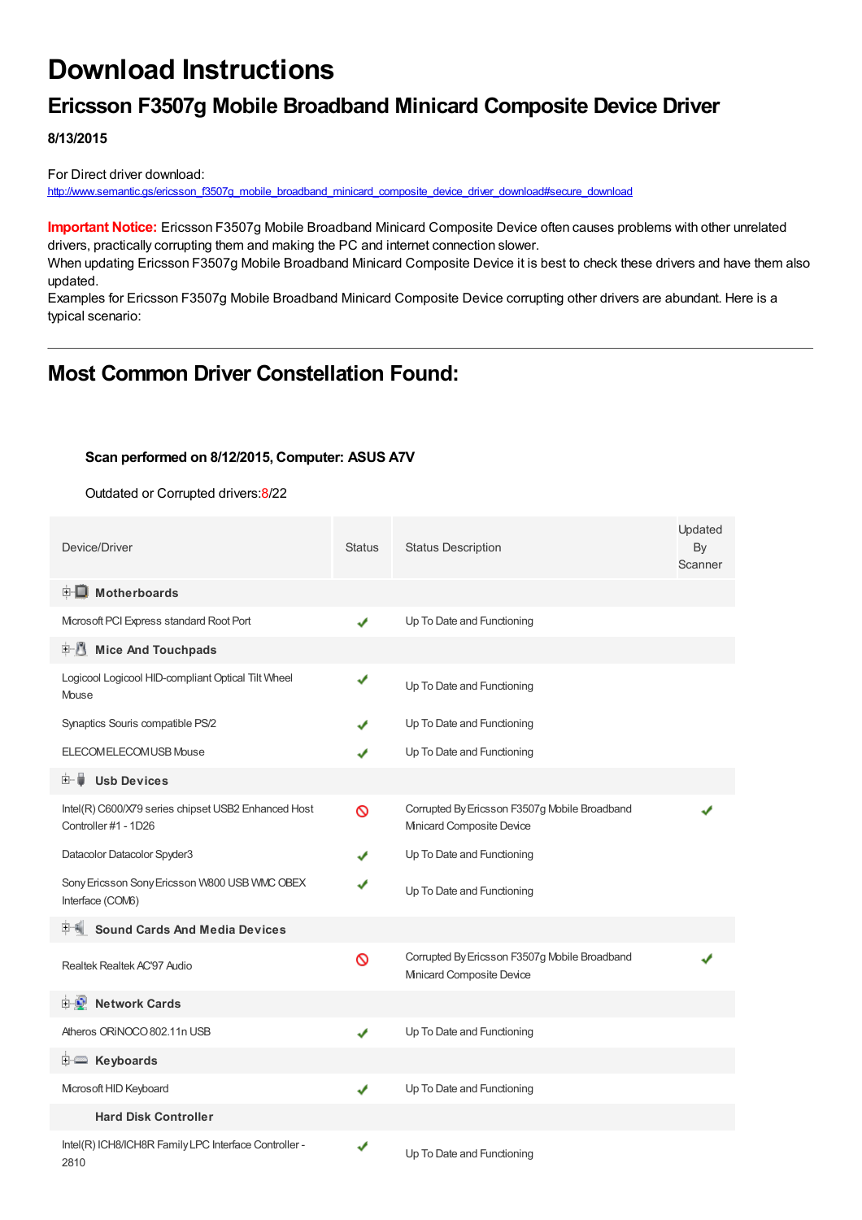# Download Instructions

## Ericsson F3507g Mobile Broadband Minicard Composite Device Driver

**8/13/2015**

For Direct driver download:
http://www.semantic.gs/ericsson_f3507g_mobile_broadband_minicard_composite_device_driver_download#secure_download

**Important Notice:** Ericsson F3507g Mobile Broadband Minicard Composite Device often causes problems with other unrelated drivers, practically corrupting them and making the PC and internet connection slower.
When updating Ericsson F3507g Mobile Broadband Minicard Composite Device it is best to check these drivers and have them also updated.
Examples for Ericsson F3507g Mobile Broadband Minicard Composite Device corrupting other drivers are abundant. Here is a typical scenario:

---

## Most Common Driver Constellation Found:

**Scan performed on 8/12/2015, Computer: ASUS A7V**

Outdated or Corrupted drivers:8/22

| Device/Driver | Status | Status Description | Updated By Scanner |
|---|---|---|---|
| **Motherboards** | | | |
| Microsoft PCI Express standard Root Port | ✔ | Up To Date and Functioning | |
| **Mice And Touchpads** | | | |
| Logicool Logicool HID-compliant Optical Tilt Wheel Mouse | ✔ | Up To Date and Functioning | |
| Synaptics Souris compatible PS/2 | ✔ | Up To Date and Functioning | |
| ELECOM ELECOM USB Mouse | ✔ | Up To Date and Functioning | |
| **Usb Devices** | | | |
| Intel(R) C600/X79 series chipset USB2 Enhanced Host Controller #1 - 1D26 | 🚫 | Corrupted By Ericsson F3507g Mobile Broadband Minicard Composite Device | ✔ |
| Datacolor Datacolor Spyder3 | ✔ | Up To Date and Functioning | |
| Sony Ericsson Sony Ericsson W800 USB WMC OBEX Interface (COM6) | ✔ | Up To Date and Functioning | |
| **Sound Cards And Media Devices** | | | |
| Realtek Realtek AC'97 Audio | 🚫 | Corrupted By Ericsson F3507g Mobile Broadband Minicard Composite Device | ✔ |
| **Network Cards** | | | |
| Atheros ORiNOCO 802.11n USB | ✔ | Up To Date and Functioning | |
| **Keyboards** | | | |
| Microsoft HID Keyboard | ✔ | Up To Date and Functioning | |
| **Hard Disk Controller** | | | |
| Intel(R) ICH8/ICH8R Family LPC Interface Controller - 2810 | ✔ | Up To Date and Functioning | |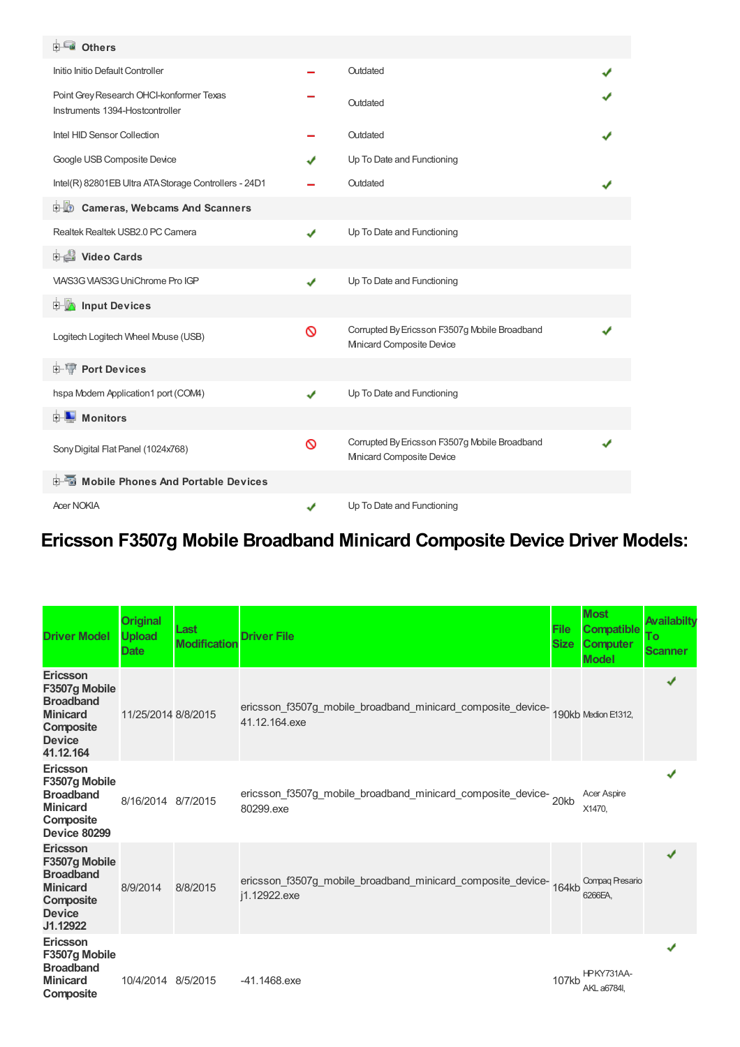| Others | | | |
|---|---|---|---|
| Initio Initio Default Controller | − | Outdated | ✔ |
| Point Grey Research OHCI-konformer Texas Instruments 1394-Hostcontroller | − | Outdated | ✔ |
| Intel HID Sensor Collection | − | Outdated | ✔ |
| Google USB Composite Device | ✔ | Up To Date and Functioning | |
| Intel(R) 82801EB Ultra ATA Storage Controllers - 24D1 | − | Outdated | ✔ |
| **Cameras, Webcams And Scanners** | | | |
| Realtek Realtek USB2.0 PC Camera | ✔ | Up To Date and Functioning | |
| **Video Cards** | | | |
| VIA/S3G VIA/S3G UniChrome Pro IGP | ✔ | Up To Date and Functioning | |
| **Input Devices** | | | |
| Logitech Logitech Wheel Mouse (USB) | ⊘ | Corrupted By Ericsson F3507g Mobile Broadband Minicard Composite Device | ✔ |
| **Port Devices** | | | |
| hspa Modem Application1 port (COM4) | ✔ | Up To Date and Functioning | |
| **Monitors** | | | |
| Sony Digital Flat Panel (1024x768) | ⊘ | Corrupted By Ericsson F3507g Mobile Broadband Minicard Composite Device | ✔ |
| **Mobile Phones And Portable Devices** | | | |
| Acer NOKIA | ✔ | Up To Date and Functioning | |

## Ericsson F3507g Mobile Broadband Minicard Composite Device Driver Models:

| Driver Model | Original Upload Date | Last Modification | Driver File | File Size | Most Compatible Computer Model | Availabilty To Scanner |
|---|---|---|---|---|---|---|
| **Ericsson F3507g Mobile Broadband Minicard Composite Device 41.12.164** | 11/25/2014 | 8/8/2015 | ericsson_f3507g_mobile_broadband_minicard_composite_device-41.12.164.exe | 190kb | Medion E1312, | ✔ |
| **Ericsson F3507g Mobile Broadband Minicard Composite Device 80299** | 8/16/2014 | 8/7/2015 | ericsson_f3507g_mobile_broadband_minicard_composite_device-80299.exe | 20kb | Acer Aspire X1470, | ✔ |
| **Ericsson F3507g Mobile Broadband Minicard Composite Device J1.12922** | 8/9/2014 | 8/8/2015 | ericsson_f3507g_mobile_broadband_minicard_composite_device-j1.12922.exe | 164kb | Compaq Presario 6266EA, | ✔ |
| **Ericsson F3507g Mobile Broadband Minicard Composite** | 10/4/2014 | 8/5/2015 | -41.1468.exe | 107kb | HP KY731AA-AKL a6784l, | ✔ |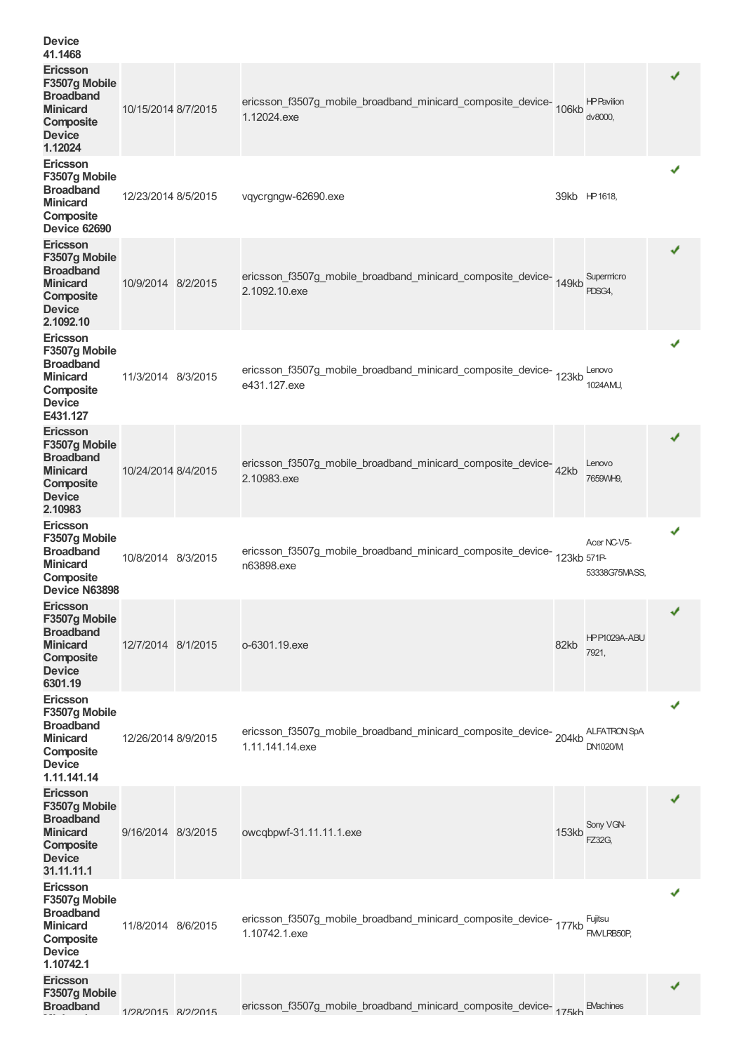| | | | | | | |
|---|---|---|---|---|---|---|
| **Device 41.1468** | | | | | | |
| **Ericsson F3507g Mobile Broadband Minicard Composite Device 1.12024** | 10/15/2014 | 8/7/2015 | ericsson_f3507g_mobile_broadband_minicard_composite_device-1.12024.exe | 106kb | HP Pavilion dv8000, | ✔ |
| **Ericsson F3507g Mobile Broadband Minicard Composite Device 62690** | 12/23/2014 | 8/5/2015 | vqycrgngw-62690.exe | 39kb | HP 1618, | ✔ |
| **Ericsson F3507g Mobile Broadband Minicard Composite Device 2.1092.10** | 10/9/2014 | 8/2/2015 | ericsson_f3507g_mobile_broadband_minicard_composite_device-2.1092.10.exe | 149kb | Supermicro PDSG4, | ✔ |
| **Ericsson F3507g Mobile Broadband Minicard Composite Device E431.127** | 11/3/2014 | 8/3/2015 | ericsson_f3507g_mobile_broadband_minicard_composite_device-e431.127.exe | 123kb | Lenovo 1024AMU, | ✔ |
| **Ericsson F3507g Mobile Broadband Minicard Composite Device 2.10983** | 10/24/2014 | 8/4/2015 | ericsson_f3507g_mobile_broadband_minicard_composite_device-2.10983.exe | 42kb | Lenovo 7659WH9, | ✔ |
| **Ericsson F3507g Mobile Broadband Minicard Composite Device N63898** | 10/8/2014 | 8/3/2015 | ericsson_f3507g_mobile_broadband_minicard_composite_device-n63898.exe | 123kb | Acer NC-V5-571P-53338G75MASS, | ✔ |
| **Ericsson F3507g Mobile Broadband Minicard Composite Device 6301.19** | 12/7/2014 | 8/1/2015 | o-6301.19.exe | 82kb | HP P1029A-ABU 7921, | ✔ |
| **Ericsson F3507g Mobile Broadband Minicard Composite Device 1.11.141.14** | 12/26/2014 | 8/9/2015 | ericsson_f3507g_mobile_broadband_minicard_composite_device-1.11.141.14.exe | 204kb | ALFATRON SpA DN1020/M, | ✔ |
| **Ericsson F3507g Mobile Broadband Minicard Composite Device 31.11.11.1** | 9/16/2014 | 8/3/2015 | owcqbpwf-31.11.11.1.exe | 153kb | Sony VGN-FZ32G, | ✔ |
| **Ericsson F3507g Mobile Broadband Minicard Composite Device 1.10742.1** | 11/8/2014 | 8/6/2015 | ericsson_f3507g_mobile_broadband_minicard_composite_device-1.10742.1.exe | 177kb | Fujitsu FMVLRB50P, | ✔ |
| **Ericsson F3507g Mobile Broadband** | 1/28/2015 | 8/2/2015 | ericsson_f3507g_mobile_broadband_minicard_composite_device- | 175kb | EMachines | ✔ |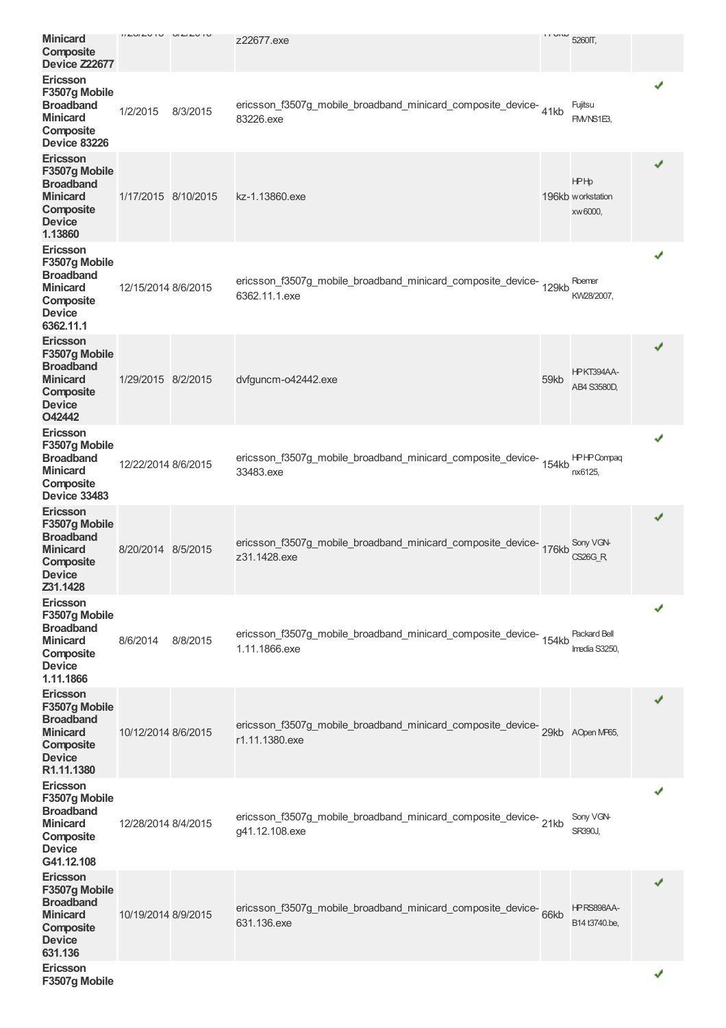| | | | | | | |
|---|---|---|---|---|---|---|
| **Minicard Composite Device Z22677** | | | z22677.exe | | 5260IT, | |
| **Ericsson F3507g Mobile Broadband Minicard Composite Device 83226** | 1/2/2015 | 8/3/2015 | ericsson_f3507g_mobile_broadband_minicard_composite_device-83226.exe | 41kb | Fujitsu FMVNS1E3, | ✔ |
| **Ericsson F3507g Mobile Broadband Minicard Composite Device 1.13860** | 1/17/2015 | 8/10/2015 | kz-1.13860.exe | 196kb | HP Hp workstation xw6000, | ✔ |
| **Ericsson F3507g Mobile Broadband Minicard Composite Device 6362.11.1** | 12/15/2014 | 8/6/2015 | ericsson_f3507g_mobile_broadband_minicard_composite_device-6362.11.1.exe | 129kb | Roemer KW28/2007, | ✔ |
| **Ericsson F3507g Mobile Broadband Minicard Composite Device O42442** | 1/29/2015 | 8/2/2015 | dvfguncm-o42442.exe | 59kb | HP KT394AA-AB4 S3580D, | ✔ |
| **Ericsson F3507g Mobile Broadband Minicard Composite Device 33483** | 12/22/2014 | 8/6/2015 | ericsson_f3507g_mobile_broadband_minicard_composite_device-33483.exe | 154kb | HP HP Compaq nx6125, | ✔ |
| **Ericsson F3507g Mobile Broadband Minicard Composite Device Z31.1428** | 8/20/2014 | 8/5/2015 | ericsson_f3507g_mobile_broadband_minicard_composite_device-z31.1428.exe | 176kb | Sony VGN-CS26G_R, | ✔ |
| **Ericsson F3507g Mobile Broadband Minicard Composite Device 1.11.1866** | 8/6/2014 | 8/8/2015 | ericsson_f3507g_mobile_broadband_minicard_composite_device-1.11.1866.exe | 154kb | Packard Bell Imedia S3250, | ✔ |
| **Ericsson F3507g Mobile Broadband Minicard Composite Device R1.11.1380** | 10/12/2014 | 8/6/2015 | ericsson_f3507g_mobile_broadband_minicard_composite_device-r1.11.1380.exe | 29kb | AOpen MP65, | ✔ |
| **Ericsson F3507g Mobile Broadband Minicard Composite Device G41.12.108** | 12/28/2014 | 8/4/2015 | ericsson_f3507g_mobile_broadband_minicard_composite_device-g41.12.108.exe | 21kb | Sony VGN-SR390J, | ✔ |
| **Ericsson F3507g Mobile Broadband Minicard Composite Device 631.136** | 10/19/2014 | 8/9/2015 | ericsson_f3507g_mobile_broadband_minicard_composite_device-631.136.exe | 66kb | HP RS898AA-B14 t3740.be, | ✔ |
| **Ericsson F3507g Mobile** | | | | | | ✔ |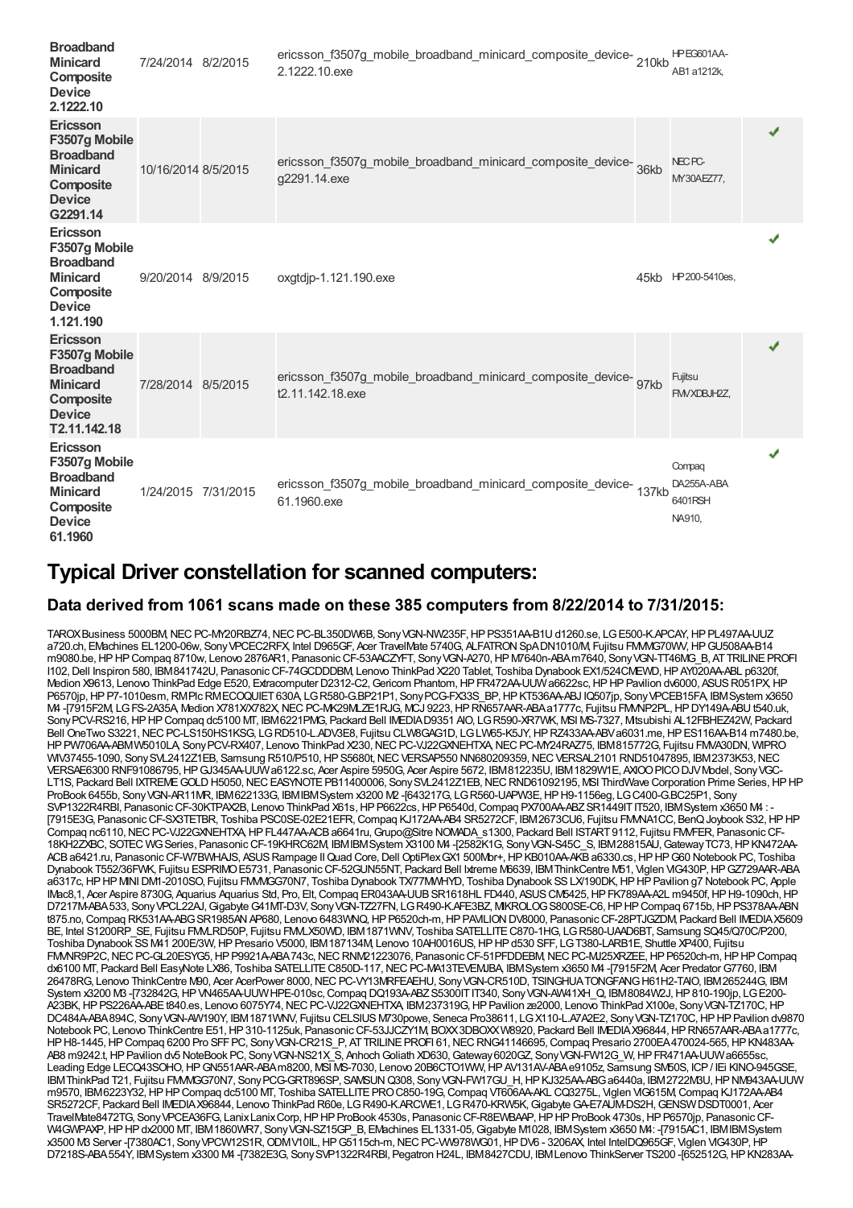| Broadband Minicard Composite Device 2.1222.10 | 7/24/2014 | 8/2/2015 | ericsson_f3507g_mobile_broadband_minicard_composite_device-2.1222.10.exe | 210kb | HP EG601AA-AB1 a1212k, | |
|---|---|---|---|---|---|---|
| Ericsson F3507g Mobile Broadband Minicard Composite Device G2291.14 | 10/16/2014 | 8/5/2015 | ericsson_f3507g_mobile_broadband_minicard_composite_device-g2291.14.exe | 36kb | NEC PC-MY30AEZ77, | ✔ |
| Ericsson F3507g Mobile Broadband Minicard Composite Device 1.121.190 | 9/20/2014 | 8/9/2015 | oxgtdjp-1.121.190.exe | 45kb | HP 200-5410es, | ✔ |
| Ericsson F3507g Mobile Broadband Minicard Composite Device T2.11.142.18 | 7/28/2014 | 8/5/2015 | ericsson_f3507g_mobile_broadband_minicard_composite_device-t2.11.142.18.exe | 97kb | Fujitsu FMVXDBJH2Z, | ✔ |
| Ericsson F3507g Mobile Broadband Minicard Composite Device 61.1960 | 1/24/2015 | 7/31/2015 | ericsson_f3507g_mobile_broadband_minicard_composite_device-61.1960.exe | 137kb | Compaq DA255A-ABA 6401RSH NA910, | ✔ |

## Typical Driver constellation for scanned computers:

### Data derived from 1061 scans made on these 385 computers from 8/22/2014 to 7/31/2015:

TAROX Business 5000BM, NEC PC-MY20RBZ74, NEC PC-BL350DW6B, Sony VGN-NW235F, HP PS351AA-B1U d1260.se, LG E500-K.APCAY, HP PL497AA-UUZ a720.ch, EMachines EL1200-06w, Sony VPCEC2RFX, Intel D965GF, Acer TravelMate 5740G, ALFATRON SpA DN1010/M, Fujitsu FMVMG70WV, HP GU508AA-B14 m9080.be, HP HP Compaq 8710w, Lenovo 2876AR1, Panasonic CF-53AACZYFT, Sony VGN-A270, HP M7640n-ABA m7640, Sony VGN-TT46MG_B, AT TRILINE PROFI I102, Dell Inspiron 580, IBM 841742U, Panasonic CF-74GCDDDBM, Lenovo ThinkPad X220 Tablet, Toshiba Dynabook EX1/524CMEWD, HP AY020AA-ABL p6320f, Medion X9613, Lenovo ThinkPad Edge E520, Extracomputer D2312-C2, Gericom Phantom, HP FR472AA-UUW a6622sc, HP HP Pavilion dv6000, ASUS R051PX, HP P6570jp, HP P7-1010esm, RM Plc RM ECOQUIET 630A, LG R580-G.BP21P1, Sony PCG-FX33S_BP, HP KT536AA-ABJ IQ507jp, Sony VPCEB15FA, IBM System x3650 M4 -[7915F2M, LG FS-2A35A, Medion X781X/X782X, NEC PC-MK29MLZE1RJG, MCJ 9223, HP RN657AAR-ABA a1777c, Fujitsu FMVNP2PL, HP DY149A-ABU t540.uk, Sony PCV-RS216, HP HP Compaq dc5100 MT, IBM 6221PMG, Packard Bell IMEDIA D9351 AIO, LG R590-XR7WK, MSI MS-7327, Mitsubishi AL12FBHEZ42W, Packard Bell OneTwo S3221, NEC PC-LS150HS1KSG, LG RD510-L.ADV3E8, Fujitsu CLW8GAG1D, LG LW65-K5JY, HP RZ433AA-ABV a6031.me, HP ES116AA-B14 m7480.be, HP PW706AA-ABM W5010LA, Sony PCV-RX407, Lenovo ThinkPad X230, NEC PC-VJ22GXNEHTXA, NEC PC-MY24RAZ75, IBM 815772G, Fujitsu FMVA30DN, WIPRO WIV37455-1090, Sony SVL2412Z1EB, Samsung R510/P510, HP S5680t, NEC VERSAP550 NN680209359, NEC VERSAL2101 RND51047895, IBM 2373K53, NEC VERSAE6300 RNF91086795, HP GJ345AA-UUW a6122.sc, Acer Aspire 5950G, Acer Aspire 5672, IBM 812235U, IBM 1829W1E, AXIOO PICO DJV Model, Sony VGC-LT1S, Packard Bell IXTREME GOLD H5050, NEC EASYNOTE PB11400006, Sony SVL2412Z1EB, NEC RND61092195, MSI ThirdWave Corporation Prime Series, HP HP ProBook 6455b, Sony VGN-AR11MR, IBM 622133G, IBM IBM System x3200 M2 -[643217G, LG R560-UAPW3E, HP H9-1156eg, LG C400-G.BC25P1, Sony SVP1322R4RBI, Panasonic CF-30KTPAX2B, Lenovo ThinkPad X61s, HP P6622cs, HP P6540d, Compaq PX700AA-ABZ SR1449IT IT520, IBM System x3650 M4 : -[7915E3G, Panasonic CF-SX3TETBR, Toshiba PSC0SE-02E21EFR, Compaq KJ172AA-AB4 SR5272CF, IBM 2673CU6, Fujitsu FMVNA1CC, BenQ Joybook S32, HP HP Compaq nc6110, NEC PC-VJ22GXNEHTXA, HP FL447AA-ACB a6641ru, Grupo@Sitre NOMADA_s1300, Packard Bell ISTART 9112, Fujitsu FMVFER, Panasonic CF-18KH2ZXBC, SOTEC WG Series, Panasonic CF-19KHRC62M, IBM IBM System X3100 M4 -[2582K1G, Sony VGN-S45C_S, IBM 28815AU, Gateway TC73, HP KN472AA-ACB a6421.ru, Panasonic CF-W7BWHAJS, ASUS Rampage II Quad Core, Dell OptiPlex GX1 500Mbr+, HP KB010AA-AKB a6330.cs, HP HP G60 Notebook PC, Toshiba Dynabook T552/36FWK, Fujitsu ESPRIMO E5731, Panasonic CF-52GUN55NT, Packard Bell Ixtreme M6639, IBM ThinkCentre M51, Viglen VIG430P, HP GZ729AAR-ABA a6317c, HP HP MINI DM1-2010SO, Fujitsu FMVMGG70N7, Toshiba Dynabook TX/77MWHYD, Toshiba Dynabook SS LX/190DK, HP HP Pavilion g7 Notebook PC, Apple IMac8,1, Acer Aspire 8730G, Aquarius Aquarius Std, Pro, Elt, Compaq ER043AA-UUB SR1618HL FD440, ASUS CM5425, HP FK789AA-A2L m9450f, HP H9-1090ch, HP D7217M-ABA 533, Sony VPCL22AJ, Gigabyte G41MT-D3V, Sony VGN-TZ27FN, LG R490-K.AFE3BZ, MIKROLOG S800SE-C6, HP HP Compaq 6715b, HP PS378AA-ABN t875.no, Compaq RK531AA-ABG SR1985AN AP680, Lenovo 6483WNQ, HP P6520ch-m, HP PAVILION DV8000, Panasonic CF-28PTJGZDM, Packard Bell IMEDIA X5609 BE, Intel S1200RP_SE, Fujitsu FMVLRD50P, Fujitsu FMVLX50WD, IBM 1871WNV, Toshiba SATELLITE C870-1HG, LG R580-UAAD6BT, Samsung SQ45/Q70C/P200, Toshiba Dynabook SS M41 200E/3W, HP Presario V5000, IBM 187134M, Lenovo 10AH0016US, HP HP d530 SFF, LG T380-LARB1E, Shuttle XP400, Fujitsu FMVNR9P2C, NEC PC-GL20ESYG5, HP P9921A-ABA 743c, NEC RNM21223076, Panasonic CF-51PFDDEBM, NEC PC-MJ25XRZEE, HP P6520ch-m, HP HP Compaq dx6100 MT, Packard Bell EasyNote LX86, Toshiba SATELLITE C850D-117, NEC PC-MA13TEVEMJBA, IBM System x3650 M4 -[7915F2M, Acer Predator G7760, IBM 26478RG, Lenovo ThinkCentre M90, Acer AcerPower 8000, NEC PC-VY13MRFEAEHU, Sony VGN-CR510D, TSINGHUA TONGFANG H61H2-TAIO, IBM 265244G, IBM System x3200 M3 -[732842G, HP VN465AA-UUW HPE-010sc, Compaq DQ193A-ABZ S5300IT IT340, Sony VGN-AW41XH_Q, IBM 8084W2J, HP 810-190jp, LG E200-A23BK, HP PS226AA-ABE t840.es, Lenovo 6075Y74, NEC PC-VJ22GXNEHTXA, IBM 237319G, HP Pavilion ze2000, Lenovo ThinkPad X100e, Sony VGN-TZ170C, HP DC484A-ABA 894C, Sony VGN-AW190Y, IBM 1871WNV, Fujitsu CELSIUS M730powe, Seneca Pro38611, LG X110-L.A7A2E2, Sony VGN-TZ170C, HP HP Pavilion dv9870 Notebook PC, Lenovo ThinkCentre E51, HP 310-1125uk, Panasonic CF-53JJCZY1M, BOXX 3DBOXX W8920, Packard Bell IMEDIA X96844, HP RN657AAR-ABA a1777c, HP H8-1445, HP Compaq 6200 Pro SFF PC, Sony VGN-CR21S_P, AT TRILINE PROFI 61, NEC RNG41146695, Compaq Presario 2700EA 470024-565, HP KN483AA-AB8 m9242.t, HP Pavilion dv5 NoteBook PC, Sony VGN-NS21X_S, Anhoch Goliath XD630, Gateway 6020GZ, Sony VGN-FW12G_W, HP FR471AA-UUW a6655sc, Leading Edge LECQ43SOHO, HP GN551AAR-ABA m8200, MSI MS-7030, Lenovo 20B6CTO1WW, HP AV131AV-ABA e9105z, Samsung SM50S, ICP / IEi KINO-945GSE, IBM ThinkPad T21, Fujitsu FMVMGG70N7, Sony PCG-GRT896SP, SAMSUN Q308, Sony VGN-FW17GU_H, HP KJ325AA-ABG a6440a, IBM 2722M3U, HP NM943AA-UUW m9570, IBM 6223Y32, HP HP Compaq dc5100 MT, Toshiba SATELLITE PRO C850-19G, Compaq VT606AA-AKL CQ3275L, Viglen VIG615M, Compaq KJ172AA-AB4 SR5272CF, Packard Bell IMEDIA X96844, Lenovo ThinkPad R60e, LG R490-K.ARCWE1, LG R470-KRW5K, Gigabyte GA-E7AUM-DS2H, GENSW DSDT0001, Acer TravelMate8472TG, Sony VPCEA36FG, Lanix Lanix Corp, HP HP ProBook 4530s, Panasonic CF-R8EWBAAP, HP HP ProBook 4730s, HP P6570jp, Panasonic CF-W4GWPAXP, HP HP dx2000 MT, IBM 1860WR7, Sony VGN-SZ15GP_B, EMachines EL1331-05, Gigabyte M1028, IBM System x3650 M4: -[7915AC1, IBM IBM System x3500 M3 Server -[7380AC1, Sony VPCW12S1R, ODM V10IL, HP G5115ch-m, NEC PC-VW978WG01, HP DV6 - 3206AX, Intel IntelDQ965GF, Viglen VIG430P, HP D7218S-ABA 554Y, IBM System x3300 M4 -[7382E3G, Sony SVP1322R4RBI, Pegatron H24L, IBM 8427CDU, IBM Lenovo ThinkServer TS200 -[652512G, HP KN283AA-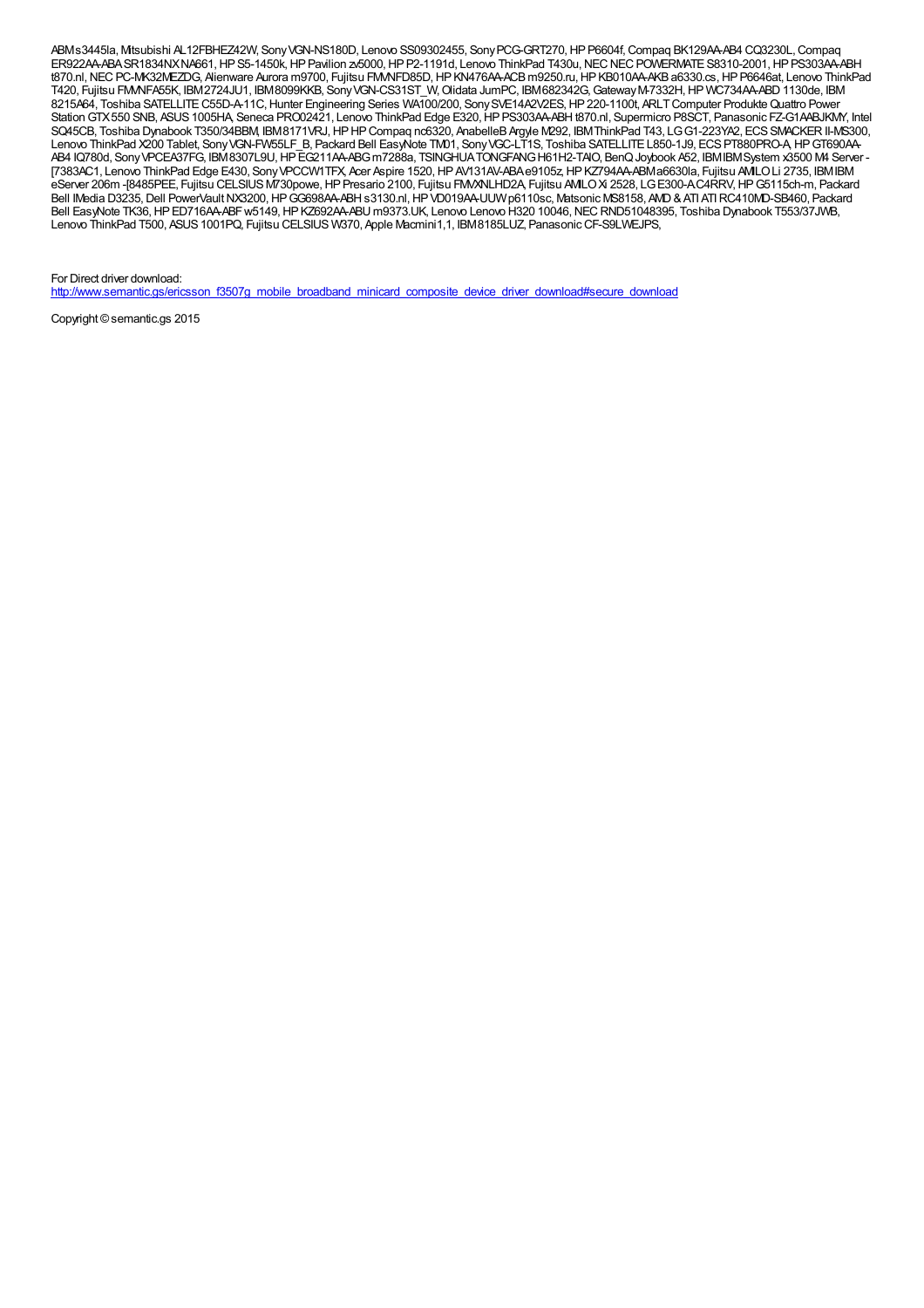ABM s3445la, Mitsubishi AL12FBHEZ42W, Sony VGN-NS180D, Lenovo SS09302455, Sony PCG-GRT270, HP P6604f, Compaq BK129AA-AB4 CQ3230L, Compaq ER922AA-ABA SR1834NX NA661, HP S5-1450k, HP Pavilion zv5000, HP P2-1191d, Lenovo ThinkPad T430u, NEC NEC POWERMATE S8310-2001, HP PS303AA-ABH t870.nl, NEC PC-MK32MEZDG, Alienware Aurora m9700, Fujitsu FMVNFD85D, HP KN476AA-ACB m9250.ru, HP KB010AA-AKB a6330.cs, HP P6646at, Lenovo ThinkPad T420, Fujitsu FMVNFA55K, IBM 2724JU1, IBM 8099KKB, Sony VGN-CS31ST_W, Olidata JumPC, IBM 682342G, Gateway M-7332H, HP WC734AA-ABD 1130de, IBM 8215A64, Toshiba SATELLITE C55D-A-11C, Hunter Engineering Series WA100/200, Sony SVE14A2V2ES, HP 220-1100t, ARLT Computer Produkte Quattro Power Station GTX 550 SNB, ASUS 1005HA, Seneca PRO02421, Lenovo ThinkPad Edge E320, HP PS303AA-ABH t870.nl, Supermicro P8SCT, Panasonic FZ-G1AABJKMY, Intel SQ45CB, Toshiba Dynabook T350/34BBM, IBM 8171VRJ, HP HP Compaq nc6320, AnabelleB Argyle M292, IBM ThinkPad T43, LG G1-223YA2, ECS SMACKER II-MS300, Lenovo ThinkPad X200 Tablet, Sony VGN-FW55LF_B, Packard Bell EasyNote TM01, Sony VGC-LT1S, Toshiba SATELLITE L850-1J9, ECS PT880PRO-A, HP GT690AA-AB4 IQ780d, Sony VPCEA37FG, IBM 8307L9U, HP EG211AA-ABG m7288a, TSINGHUA TONGFANG H61H2-TAIO, BenQ Joybook A52, IBM IBM System x3500 M4 Server -[7383AC1, Lenovo ThinkPad Edge E430, Sony VPCCW1TFX, Acer Aspire 1520, HP AV131AV-ABA e9105z, HP KZ794AA-ABM a6630la, Fujitsu AMILO Li 2735, IBM IBM eServer 206m -[8485PEE, Fujitsu CELSIUS M730powe, HP Presario 2100, Fujitsu FMVXNLHD2A, Fujitsu AMILO Xi 2528, LG E300-A.C4RRV, HP G5115ch-m, Packard Bell IMedia D3235, Dell PowerVault NX3200, HP GG698AA-ABH s3130.nl, HP VD019AA-UUW p6110sc, Matsonic MS8158, AMD & ATI ATI RC410MD-SB460, Packard Bell EasyNote TK36, HP ED716AA-ABF w5149, HP KZ692AA-ABU m9373.UK, Lenovo Lenovo H320 10046, NEC RND51048395, Toshiba Dynabook T553/37JWB, Lenovo ThinkPad T500, ASUS 1001PQ, Fujitsu CELSIUS W370, Apple Macmini1,1, IBM 8185LUZ, Panasonic CF-S9LWEJPS,

For Direct driver download:
http://www.semantic.gs/ericsson_f3507g_mobile_broadband_minicard_composite_device_driver_download#secure_download

Copyright © semantic.gs 2015